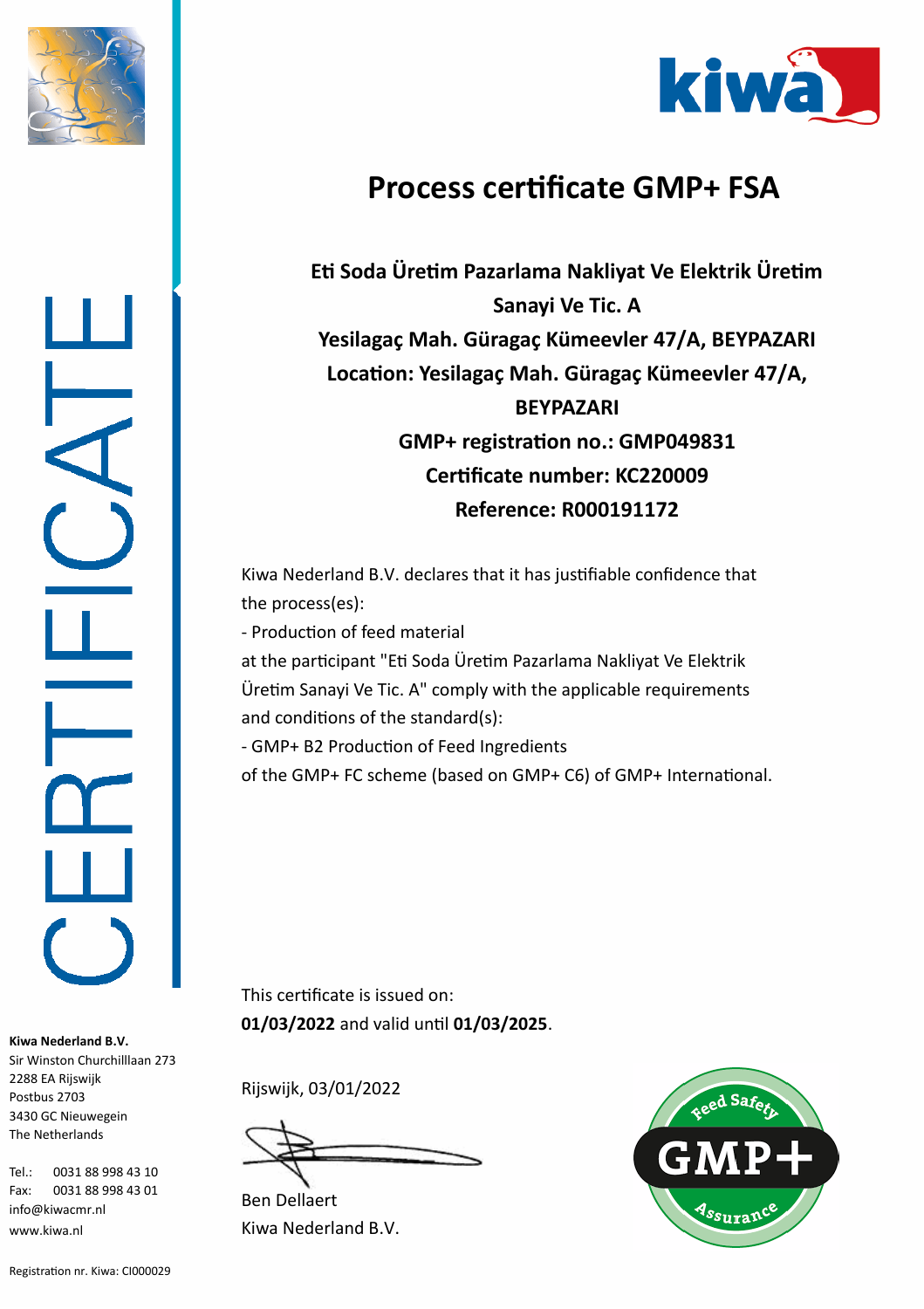# Process certificate GMP+ FSA

**Eti Soda Üretim Pazarlama Nakliyat Ve Elektrik Üretim Sanayi Ve Tic. A**
**Yesilagaç Mah. Güragaç Kümeevler 47/A, BEYPAZARI**
**Location: Yesilagaç Mah. Güragaç Kümeevler 47/A, BEYPAZARI**
**GMP+ registration no.: GMP049831**
**Certificate number: KC220009**
**Reference: R000191172**

Kiwa Nederland B.V. declares that it has justifiable confidence that the process(es):

- Production of feed material

at the participant "Eti Soda Üretim Pazarlama Nakliyat Ve Elektrik Üretim Sanayi Ve Tic. A" comply with the applicable requirements and conditions of the standard(s):

- GMP+ B2 Production of Feed Ingredients

of the GMP+ FC scheme (based on GMP+ C6) of GMP+ International.

This certificate is issued on:
**01/03/2022** and valid until **01/03/2025**.

Rijswijk, 03/01/2022

Ben Dellaert
Kiwa Nederland B.V.

Feed Safety GMP+ Assurance

CERTIFICATE

**Kiwa Nederland B.V.**
Sir Winston Churchilllaan 273
2288 EA Rijswijk
Postbus 2703
3430 GC Nieuwegein
The Netherlands

Tel.: 0031 88 998 43 10
Fax: 0031 88 998 43 01
info@kiwacmr.nl
www.kiwa.nl

Registration nr. Kiwa: CI000029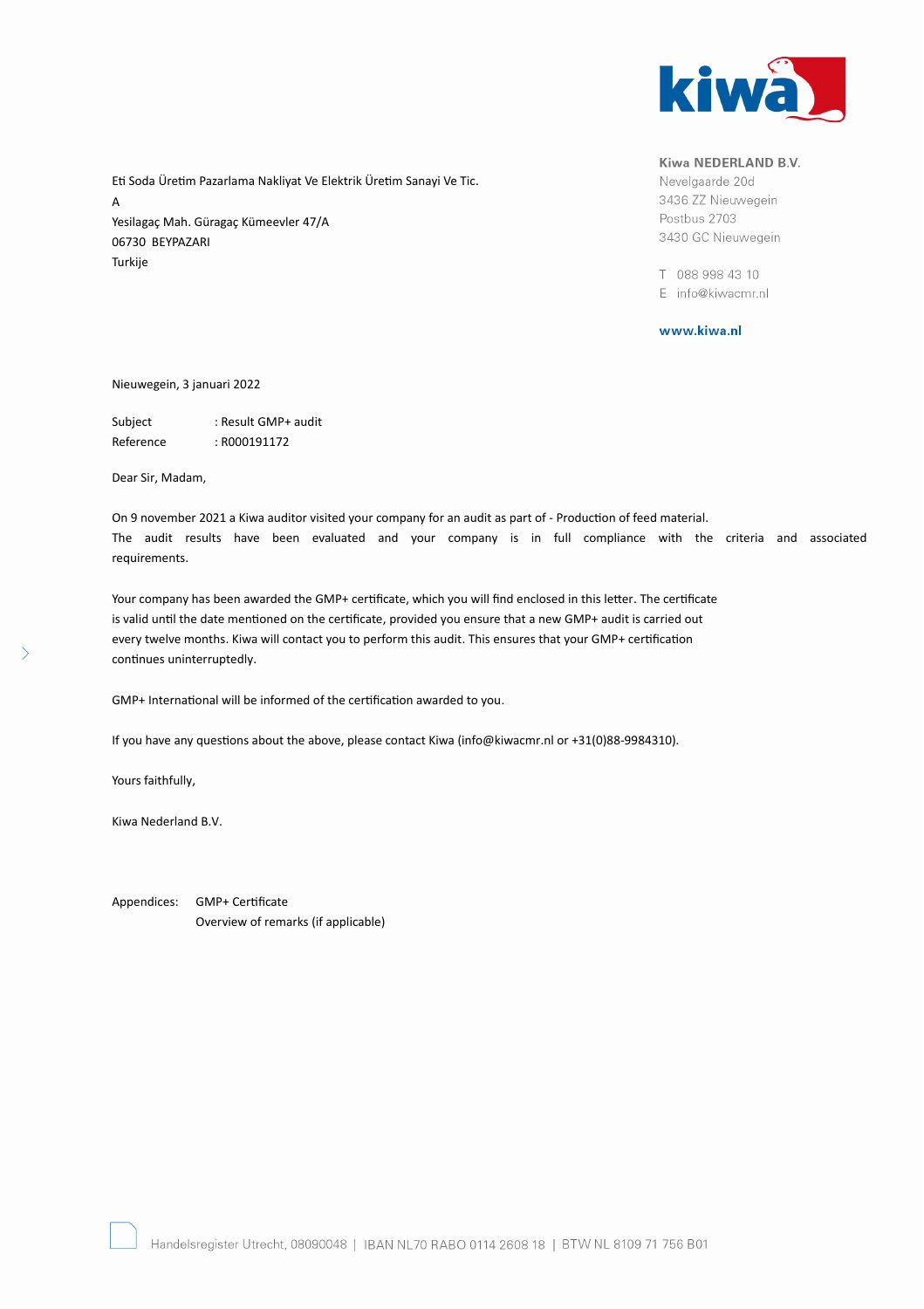Kiwa NEDERLAND B.V.
Nevelgaarde 20d
3436 ZZ Nieuwegein
Postbus 2703
3430 GC Nieuwegein

T 088 998 43 10
E info@kiwacmr.nl

www.kiwa.nl

Eti Soda Üretim Pazarlama Nakliyat Ve Elektrik Üretim Sanayi Ve Tic.
A
Yesilagaç Mah. Güragaç Kümeevler 47/A
06730 BEYPAZARI
Turkije

Nieuwegein, 3 januari 2022

Subject : Result GMP+ audit
Reference : R000191172

Dear Sir, Madam,

On 9 november 2021 a Kiwa auditor visited your company for an audit as part of - Production of feed material.
The audit results have been evaluated and your company is in full compliance with the criteria and associated requirements.

Your company has been awarded the GMP+ certificate, which you will find enclosed in this letter. The certificate is valid until the date mentioned on the certificate, provided you ensure that a new GMP+ audit is carried out every twelve months. Kiwa will contact you to perform this audit. This ensures that your GMP+ certification continues uninterruptedly.

GMP+ International will be informed of the certification awarded to you.

If you have any questions about the above, please contact Kiwa (info@kiwacmr.nl or +31(0)88-9984310).

Yours faithfully,

Kiwa Nederland B.V.

Appendices: GMP+ Certificate
Overview of remarks (if applicable)

Handelsregister Utrecht, 08090048 | IBAN NL70 RABO 0114 2608 18 | BTW NL 8109 71 756 B01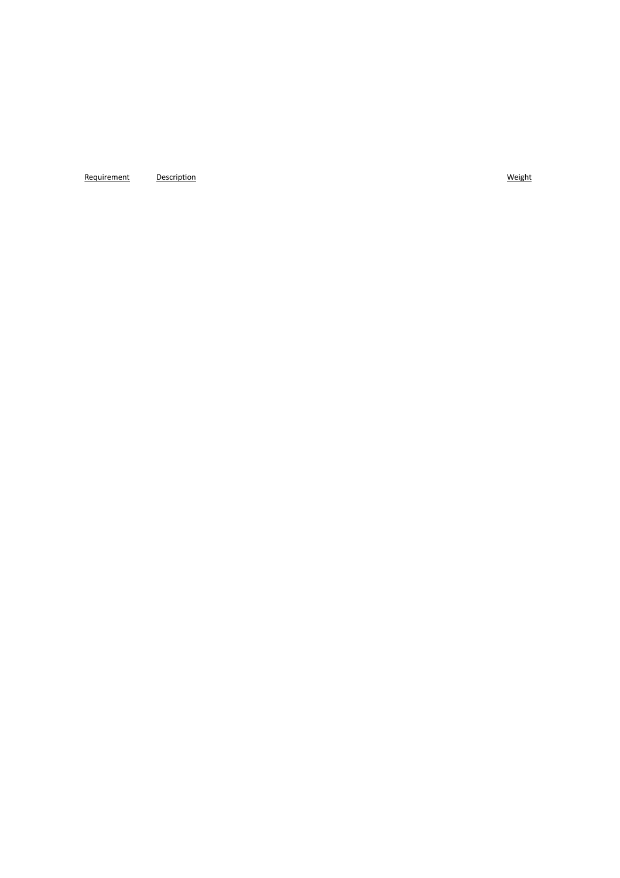| Requirement | Description | Weight |
| --- | --- | --- |